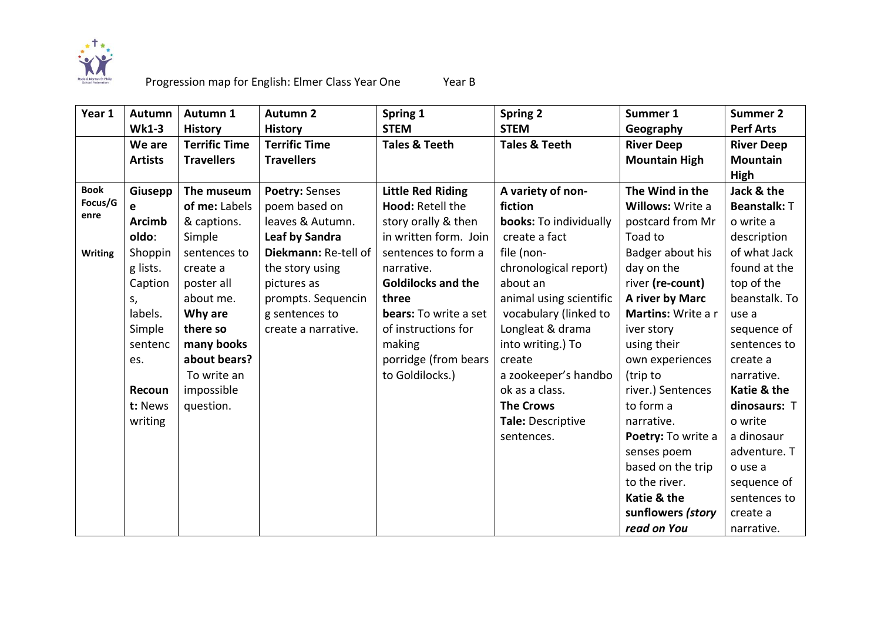Progression map for English: Elmer Class Year One Year B

| Year 1 | Autumn Wk1-3 | Autumn 1 History | Autumn 2 History | Spring 1 STEM | Spring 2 STEM | Summer 1 Geography | Summer 2 Perf Arts |
|---|---|---|---|---|---|---|---|
| | **We are Artists** | **Terrific Time Travellers** | **Terrific Time Travellers** | **Tales & Teeth** | **Tales & Teeth** | **River Deep Mountain High** | **River Deep Mountain High** |
| **Book Focus/Genre** **Writing** | **Giuseppe Arcimboldo**: Shopping lists. Captions, labels. Simple sentences. **Recount:** News writing | **The museum of me:** Labels & captions. Simple sentences to create a poster all about me. **Why are there so many books about bears?** To write an impossible question. | **Poetry:** Senses poem based on leaves & Autumn. **Leaf by Sandra Diekmann:** Re-tell of the story using pictures as prompts. Sequencing sentences to create a narrative. | **Little Red Riding Hood:** Retell the story orally & then in written form. Join sentences to form a narrative. **Goldilocks and the three bears:** To write a set of instructions for making porridge (from bears to Goldilocks.) | **A variety of non-fiction books:** To individually create a fact file (non-chronological report) about an animal using scientific vocabulary (linked to Longleat & drama into writing.) To create a zookeeper's handbook as a class. **The Crows Tale:** Descriptive sentences. | **The Wind in the Willows:** Write a postcard from Mr Toad to Badger about his day on the river **(re-count)** **A river by Marc Martins:** Write a river story using their own experiences (trip to river.) Sentences to form a narrative. **Poetry:** To write a senses poem based on the trip to the river. **Katie & the sunflowers *(story read on You*** | **Jack & the Beanstalk:** To write a description of what Jack found at the top of the beanstalk. To use a sequence of sentences to create a narrative. **Katie & the dinosaurs:** To write a dinosaur adventure. To use a sequence of sentences to create a narrative. |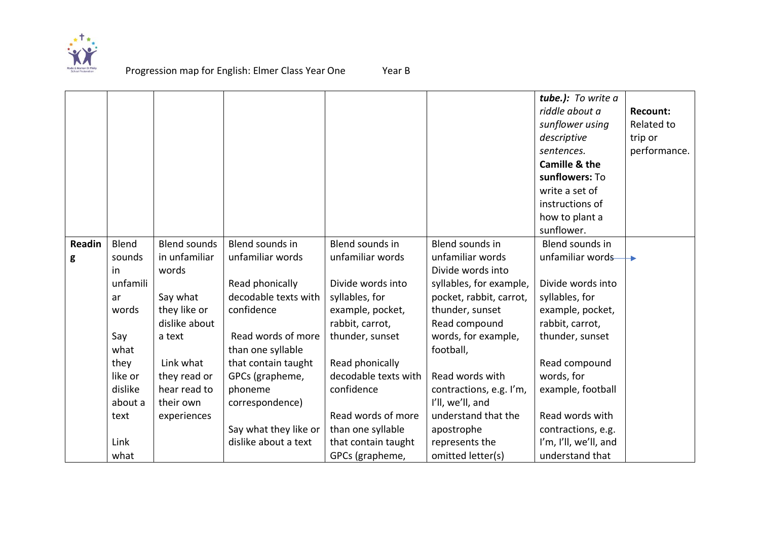Progression map for English: Elmer Class Year One Year B

| | | | | | | | |
|---|---|---|---|---|---|---|---|
| | | | | | | ***tube.):*** *To write a riddle about a sunflower using descriptive sentences.* **Camille & the sunflowers:** To write a set of instructions of how to plant a sunflower. | **Recount:** Related to trip or performance. |
| **Reading** | Blend sounds in unfamiliar words<br><br>Say what they like or dislike about a text<br><br>Link what | Blend sounds in unfamiliar words<br><br>Say what they like or dislike about a text<br><br>Link what they read or hear read to their own experiences | Blend sounds in unfamiliar words<br><br>Read phonically decodable texts with confidence<br><br>Read words of more than one syllable that contain taught GPCs (grapheme, phoneme correspondence)<br><br>Say what they like or dislike about a text | Blend sounds in unfamiliar words<br><br>Divide words into syllables, for example, pocket, rabbit, carrot, thunder, sunset<br><br>Read phonically decodable texts with confidence<br><br>Read words of more than one syllable that contain taught GPCs (grapheme, | Blend sounds in unfamiliar words<br>Divide words into syllables, for example, pocket, rabbit, carrot, thunder, sunset<br>Read compound words, for example, football,<br><br>Read words with contractions, e.g. I'm, I'll, we'll, and understand that the apostrophe represents the omitted letter(s) | Blend sounds in unfamiliar words →<br><br>Divide words into syllables, for example, pocket, rabbit, carrot, thunder, sunset<br><br>Read compound words, for example, football<br><br>Read words with contractions, e.g. I'm, I'll, we'll, and understand that | |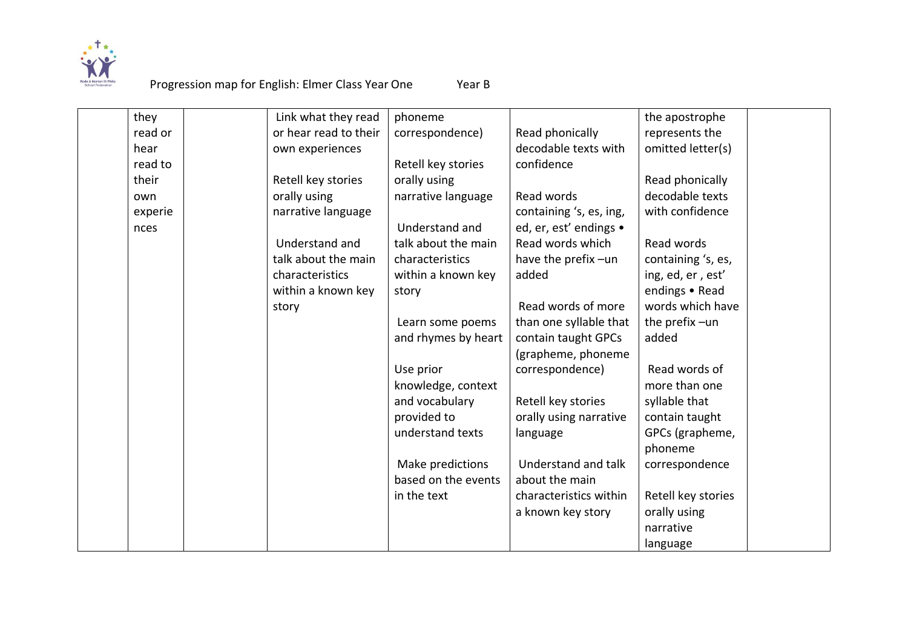Progression map for English: Elmer Class Year One Year B

| | | | | | | | |
|---|---|---|---|---|---|---|---|
| | they read or hear read to their own experiences | | Link what they read or hear read to their own experiences<br><br>Retell key stories orally using narrative language<br><br>Understand and talk about the main characteristics within a known key story | phoneme correspondence)<br><br>Retell key stories orally using narrative language<br><br>Understand and talk about the main characteristics within a known key story<br><br>Learn some poems and rhymes by heart<br><br>Use prior knowledge, context and vocabulary provided to understand texts<br><br>Make predictions based on the events in the text | Read phonically decodable texts with confidence<br><br>Read words containing 's, es, ing, ed, er, est' endings • Read words which have the prefix –un added<br><br>Read words of more than one syllable that contain taught GPCs (grapheme, phoneme correspondence)<br><br>Retell key stories orally using narrative language<br><br>Understand and talk about the main characteristics within a known key story | the apostrophe represents the omitted letter(s)<br><br>Read phonically decodable texts with confidence<br><br>Read words containing 's, es, ing, ed, er , est' endings • Read words which have the prefix –un added<br><br>Read words of more than one syllable that contain taught GPCs (grapheme, phoneme correspondence<br><br>Retell key stories orally using narrative language | |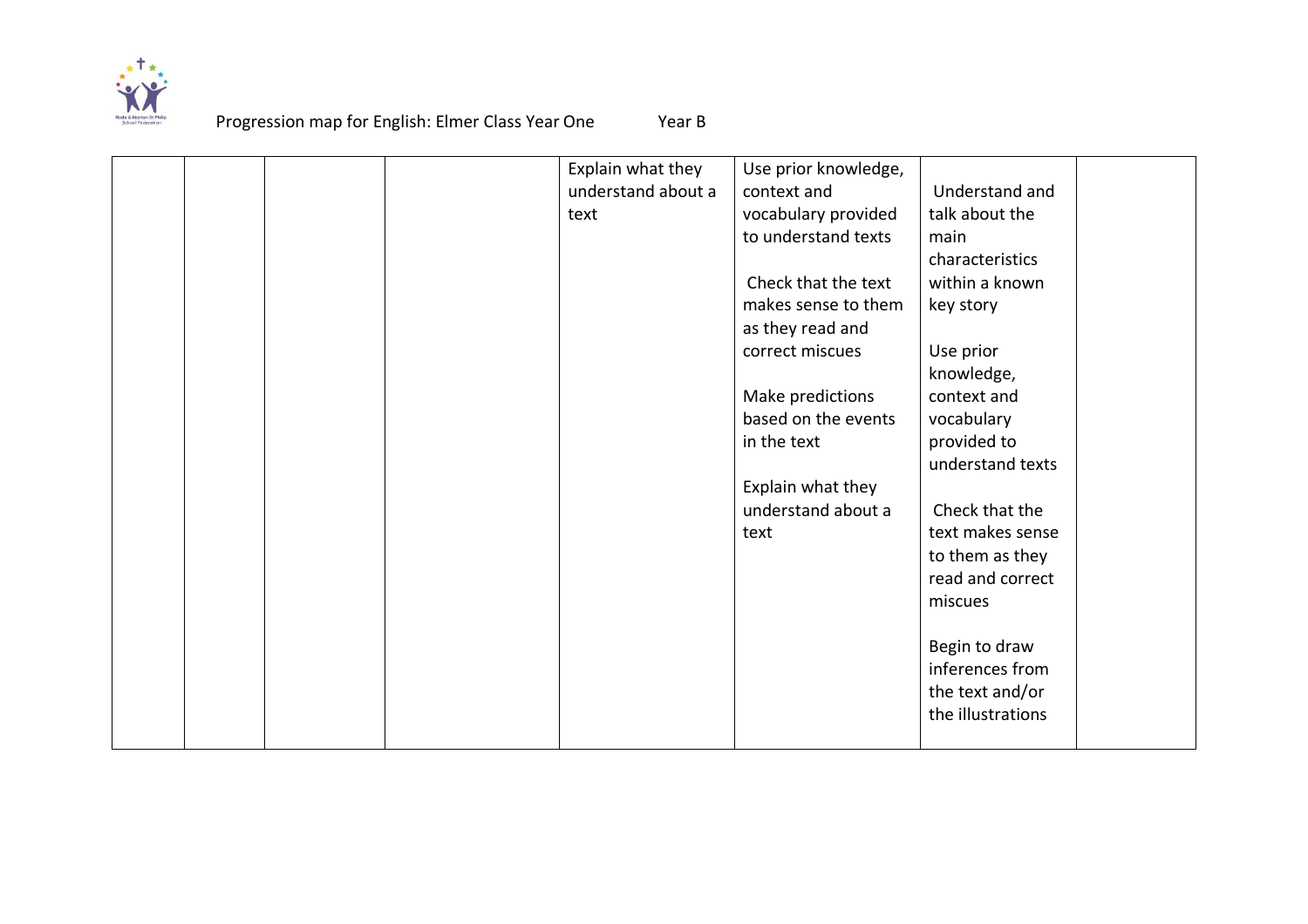| | | | | | | | |
|---|---|---|---|---|---|---|---|
| | | | | Explain what they understand about a text | Use prior knowledge, context and vocabulary provided to understand texts<br><br>Check that the text makes sense to them as they read and correct miscues<br><br>Make predictions based on the events in the text<br><br>Explain what they understand about a text | Understand and talk about the main characteristics within a known key story<br><br>Use prior knowledge, context and vocabulary provided to understand texts<br><br>Check that the text makes sense to them as they read and correct miscues<br><br>Begin to draw inferences from the text and/or the illustrations | |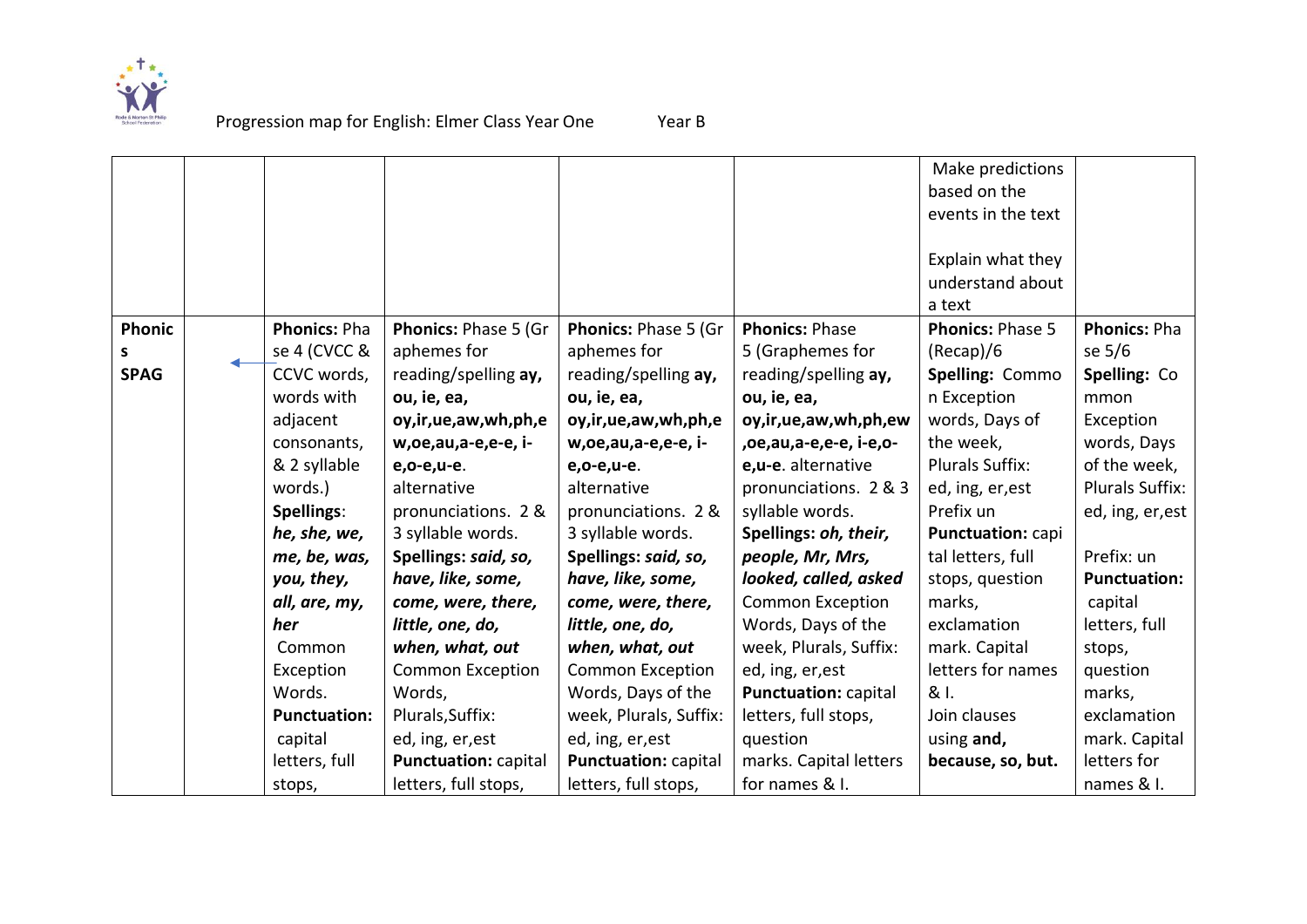Progression map for English: Elmer Class Year One Year B

| | | | | | | | |
|---|---|---|---|---|---|---|---|
| | | | | | | Make predictions based on the events in the text<br><br>Explain what they understand about a text | |
| **Phonics SPAG** | ← | **Phonics:** Phase 4 (CVCC & CCVC words, words with adjacent consonants, & 2 syllable words.)<br>**Spellings**: ***he, she, we, me, be, was, you, they, all, are, my, her*** Common Exception Words.<br>**Punctuation:** capital letters, full stops, | **Phonics:** Phase 5 (Graphemes for reading/spelling **ay, ou, ie, ea, oy,ir,ue,aw,wh,ph,ew,oe,au,a-e,e-e, i-e,o-e,u-e**. alternative pronunciations. 2 & 3 syllable words.<br>**Spellings: *said, so, have, like, some, come, were, there, little, one, do, when, what, out*** Common Exception Words, Plurals,Suffix: ed, ing, er,est<br>**Punctuation:** capital letters, full stops, | **Phonics:** Phase 5 (Graphemes for reading/spelling **ay, ou, ie, ea, oy,ir,ue,aw,wh,ph,ew,oe,au,a-e,e-e, i-e,o-e,u-e**. alternative pronunciations. 2 & 3 syllable words.<br>**Spellings: *said, so, have, like, some, come, were, there, little, one, do, when, what, out*** Common Exception Words, Days of the week, Plurals, Suffix: ed, ing, er,est<br>**Punctuation:** capital letters, full stops, | **Phonics:** Phase 5 (Graphemes for reading/spelling **ay, ou, ie, ea, oy,ir,ue,aw,wh,ph,ew,oe,au,a-e,e-e, i-e,o-e,u-e**. alternative pronunciations. 2 & 3 syllable words.<br>**Spellings: *oh, their, people, Mr, Mrs, looked, called, asked*** Common Exception Words, Days of the week, Plurals, Suffix: ed, ing, er,est<br>**Punctuation:** capital letters, full stops, question marks. Capital letters for names & I. | **Phonics:** Phase 5 (Recap)/6<br>**Spelling:** Common Exception words, Days of the week, Plurals Suffix: ed, ing, er,est Prefix un<br>**Punctuation:** capital letters, full stops, question marks, exclamation mark. Capital letters for names & I.<br>Join clauses using **and, because, so, but.** | **Phonics:** Phase 5/6<br>**Spelling:** Common Exception words, Days of the week, Plurals Suffix: ed, ing, er,est<br><br>Prefix: un<br>**Punctuation:** capital letters, full stops, question marks, exclamation mark. Capital letters for names & I. |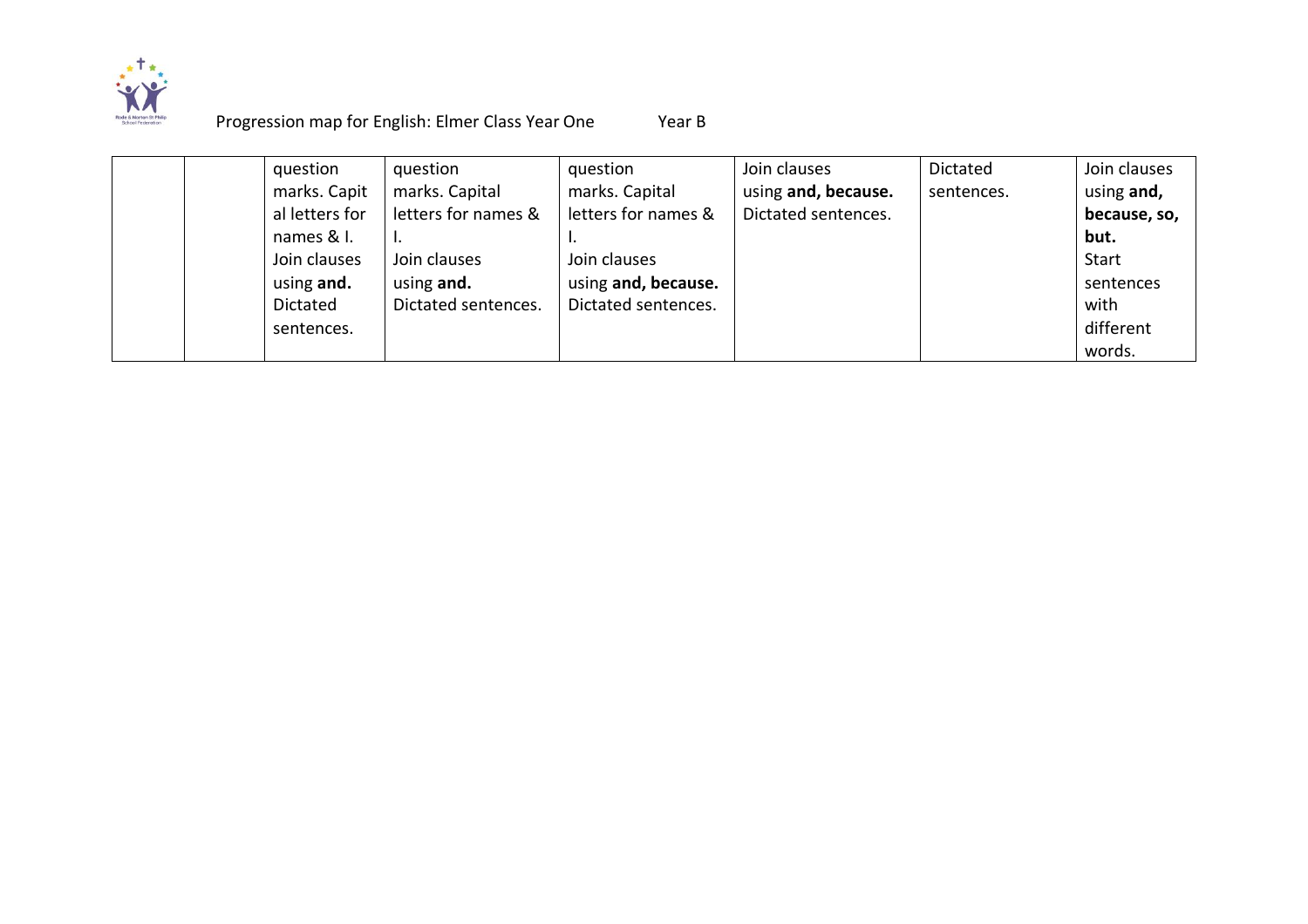Progression map for English: Elmer Class Year One Year B

| | | | | | | | |
|---|---|---|---|---|---|---|---|
| | | question marks. Capital letters for names & I. Join clauses using **and.** Dictated sentences. | question marks. Capital letters for names & I. Join clauses using **and.** Dictated sentences. | question marks. Capital letters for names & I. Join clauses using **and, because.** Dictated sentences. | Join clauses using **and, because.** Dictated sentences. | Dictated sentences. | Join clauses using **and, because, so, but.** Start sentences with different words. |